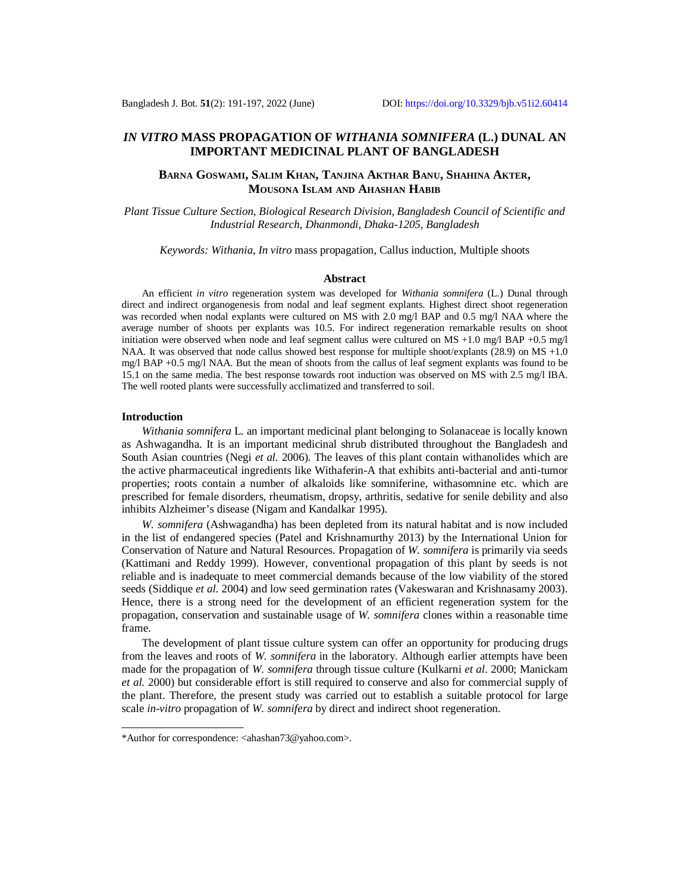# *IN VITRO* MASS PROPAGATION OF *WITHANIA SOMNIFERA* (L.) DUNAL AN IMPORTANT MEDICINAL PLANT OF BANGLADESH

**BARNA GOSWAMI, SALIM KHAN, TANJINA AKTHAR BANU, SHAHINA AKTER, MOUSONA ISLAM AND AHASHAN HABIB**

*Plant Tissue Culture Section, Biological Research Division, Bangladesh Council of Scientific and Industrial Research, Dhanmondi, Dhaka-1205, Bangladesh*

*Keywords: Withania, In vitro* mass propagation, Callus induction, Multiple shoots

## Abstract

An efficient *in vitro* regeneration system was developed for *Withania somnifera* (L.) Dunal through direct and indirect organogenesis from nodal and leaf segment explants. Highest direct shoot regeneration was recorded when nodal explants were cultured on MS with 2.0 mg/l BAP and 0.5 mg/l NAA where the average number of shoots per explants was 10.5. For indirect regeneration remarkable results on shoot initiation were observed when node and leaf segment callus were cultured on MS +1.0 mg/l BAP +0.5 mg/l NAA. It was observed that node callus showed best response for multiple shoot/explants (28.9) on MS +1.0 mg/l BAP +0.5 mg/l NAA. But the mean of shoots from the callus of leaf segment explants was found to be 15.1 on the same media. The best response towards root induction was observed on MS with 2.5 mg/l IBA. The well rooted plants were successfully acclimatized and transferred to soil.

## Introduction

*Withania somnifera* L. an important medicinal plant belonging to Solanaceae is locally known as Ashwagandha. It is an important medicinal shrub distributed throughout the Bangladesh and South Asian countries (Negi *et al.* 2006). The leaves of this plant contain withanolides which are the active pharmaceutical ingredients like Withaferin-A that exhibits anti-bacterial and anti-tumor properties; roots contain a number of alkaloids like somniferine, withasomnine etc. which are prescribed for female disorders, rheumatism, dropsy, arthritis, sedative for senile debility and also inhibits Alzheimer's disease (Nigam and Kandalkar 1995).

*W. somnifera* (Ashwagandha) has been depleted from its natural habitat and is now included in the list of endangered species (Patel and Krishnamurthy 2013) by the International Union for Conservation of Nature and Natural Resources. Propagation of *W. somnifera* is primarily via seeds (Kattimani and Reddy 1999). However, conventional propagation of this plant by seeds is not reliable and is inadequate to meet commercial demands because of the low viability of the stored seeds (Siddique *et al.* 2004) and low seed germination rates (Vakeswaran and Krishnasamy 2003). Hence, there is a strong need for the development of an efficient regeneration system for the propagation, conservation and sustainable usage of *W. somnifera* clones within a reasonable time frame.

The development of plant tissue culture system can offer an opportunity for producing drugs from the leaves and roots of *W. somnifera* in the laboratory. Although earlier attempts have been made for the propagation of *W. somnifera* through tissue culture (Kulkarni *et al.* 2000; Manickam *et al.* 2000) but considerable effort is still required to conserve and also for commercial supply of the plant. Therefore, the present study was carried out to establish a suitable protocol for large scale *in-vitro* propagation of *W. somnifera* by direct and indirect shoot regeneration.

---

*Author for correspondence: <ahashan73@yahoo.com>.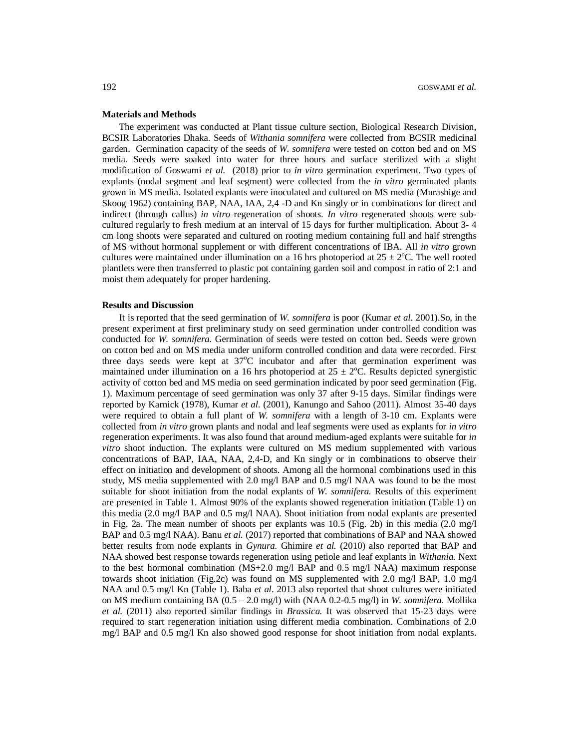**Materials and Methods**

The experiment was conducted at Plant tissue culture section, Biological Research Division, BCSIR Laboratories Dhaka. Seeds of *Withania somnifera* were collected from BCSIR medicinal garden. Germination capacity of the seeds of *W. somnifera* were tested on cotton bed and on MS media. Seeds were soaked into water for three hours and surface sterilized with a slight modification of Goswami *et al.* (2018) prior to *in vitro* germination experiment. Two types of explants (nodal segment and leaf segment) were collected from the *in vitro* germinated plants grown in MS media. Isolated explants were inoculated and cultured on MS media (Murashige and Skoog 1962) containing BAP, NAA, IAA, 2,4 -D and Kn singly or in combinations for direct and indirect (through callus) *in vitro* regeneration of shoots. *In vitro* regenerated shoots were sub-cultured regularly to fresh medium at an interval of 15 days for further multiplication. About 3- 4 cm long shoots were separated and cultured on rooting medium containing full and half strengths of MS without hormonal supplement or with different concentrations of IBA. All *in vitro* grown cultures were maintained under illumination on a 16 hrs photoperiod at $25 \pm 2^{o}C$. The well rooted plantlets were then transferred to plastic pot containing garden soil and compost in ratio of 2:1 and moist them adequately for proper hardening.

**Results and Discussion**

It is reported that the seed germination of *W. somnifera* is poor (Kumar *et al*. 2001).So, in the present experiment at first preliminary study on seed germination under controlled condition was conducted for *W. somnifera*. Germination of seeds were tested on cotton bed. Seeds were grown on cotton bed and on MS media under uniform controlled condition and data were recorded. First three days seeds were kept at $37^{o}C$ incubator and after that germination experiment was maintained under illumination on a 16 hrs photoperiod at $25 \pm 2^{o}C$. Results depicted synergistic activity of cotton bed and MS media on seed germination indicated by poor seed germination (Fig. 1). Maximum percentage of seed germination was only 37 after 9-15 days. Similar findings were reported by Karnick (1978), Kumar *et al*. (2001), Kanungo and Sahoo (2011). Almost 35-40 days were required to obtain a full plant of *W. somnifera* with a length of 3-10 cm. Explants were collected from *in vitro* grown plants and nodal and leaf segments were used as explants for *in vitro* regeneration experiments. It was also found that around medium-aged explants were suitable for *in vitro* shoot induction. The explants were cultured on MS medium supplemented with various concentrations of BAP, IAA, NAA, 2,4-D, and Kn singly or in combinations to observe their effect on initiation and development of shoots. Among all the hormonal combinations used in this study, MS media supplemented with 2.0 mg/l BAP and 0.5 mg/l NAA was found to be the most suitable for shoot initiation from the nodal explants of *W. somnifera.* Results of this experiment are presented in Table 1. Almost 90% of the explants showed regeneration initiation (Table 1) on this media (2.0 mg/l BAP and 0.5 mg/l NAA). Shoot initiation from nodal explants are presented in Fig. 2a. The mean number of shoots per explants was 10.5 (Fig. 2b) in this media (2.0 mg/l BAP and 0.5 mg/l NAA). Banu *et al.* (2017) reported that combinations of BAP and NAA showed better results from node explants in *Gynura.* Ghimire *et al.* (2010) also reported that BAP and NAA showed best response towards regeneration using petiole and leaf explants in *Withania.* Next to the best hormonal combination (MS+2.0 mg/l BAP and 0.5 mg/l NAA) maximum response towards shoot initiation (Fig.2c) was found on MS supplemented with 2.0 mg/l BAP, 1.0 mg/l NAA and 0.5 mg/l Kn (Table 1). Baba *et al*. 2013 also reported that shoot cultures were initiated on MS medium containing BA (0.5 – 2.0 mg/l) with (NAA 0.2-0.5 mg/l) in *W. somnifera*. Mollika *et al.* (2011) also reported similar findings in *Brassica.* It was observed that 15-23 days were required to start regeneration initiation using different media combination. Combinations of 2.0 mg/l BAP and 0.5 mg/l Kn also showed good response for shoot initiation from nodal explants.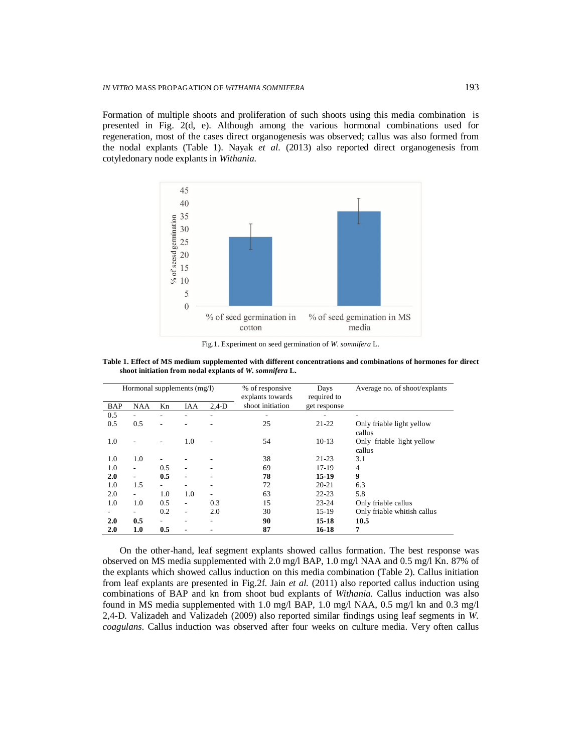Formation of multiple shoots and proliferation of such shoots using this media combination is presented in Fig. 2(d, e). Although among the various hormonal combinations used for regeneration, most of the cases direct organogenesis was observed; callus was also formed from the nodal explants (Table 1). Nayak *et al.* (2013) also reported direct organogenesis from cotyledonary node explants in *Withania.*

Fig.1. Experiment on seed germination of *W. somnifera* L.

**Table 1. Effect of MS medium supplemented with different concentrations and combinations of hormones for direct shoot initiation from nodal explants of *W. somnifera* L.**

| Hormonal supplements (mg/l) | | | | | % of responsive explants towards shoot initiation | Days required to get response | Average no. of shoot/explants |
|---|---|---|---|---|---|---|---|
| BAP | NAA | Kn | IAA | 2,4-D | | | |
| 0.5 | - | - | - | - | - | - | - |
| 0.5 | 0.5 | - | - | - | 25 | 21-22 | Only friable light yellow callus |
| 1.0 | - | - | 1.0 | - | 54 | 10-13 | Only friable light yellow callus |
| 1.0 | 1.0 | - | - | - | 38 | 21-23 | 3.1 |
| 1.0 | - | 0.5 | - | - | 69 | 17-19 | 4 |
| **2.0** | - | **0.5** | - | - | **78** | **15-19** | **9** |
| 1.0 | 1.5 | - | - | - | 72 | 20-21 | 6.3 |
| 2.0 | - | 1.0 | 1.0 | - | 63 | 22-23 | 5.8 |
| 1.0 | 1.0 | 0.5 | - | 0.3 | 15 | 23-24 | Only friable callus |
| - | - | 0.2 | - | 2.0 | 30 | 15-19 | Only friable whitish callus |
| **2.0** | **0.5** | - | - | - | **90** | **15-18** | **10.5** |
| **2.0** | **1.0** | **0.5** | - | - | **87** | **16-18** | **7** |

On the other-hand, leaf segment explants showed callus formation. The best response was observed on MS media supplemented with 2.0 mg/l BAP, 1.0 mg/l NAA and 0.5 mg/l Kn. 87% of the explants which showed callus induction on this media combination (Table 2). Callus initiation from leaf explants are presented in Fig.2f. Jain *et al.* (2011) also reported callus induction using combinations of BAP and kn from shoot bud explants of *Withania.* Callus induction was also found in MS media supplemented with 1.0 mg/l BAP, 1.0 mg/l NAA, 0.5 mg/l kn and 0.3 mg/l 2,4-D. Valizadeh and Valizadeh (2009) also reported similar findings using leaf segments in *W. coagulans*. Callus induction was observed after four weeks on culture media. Very often callus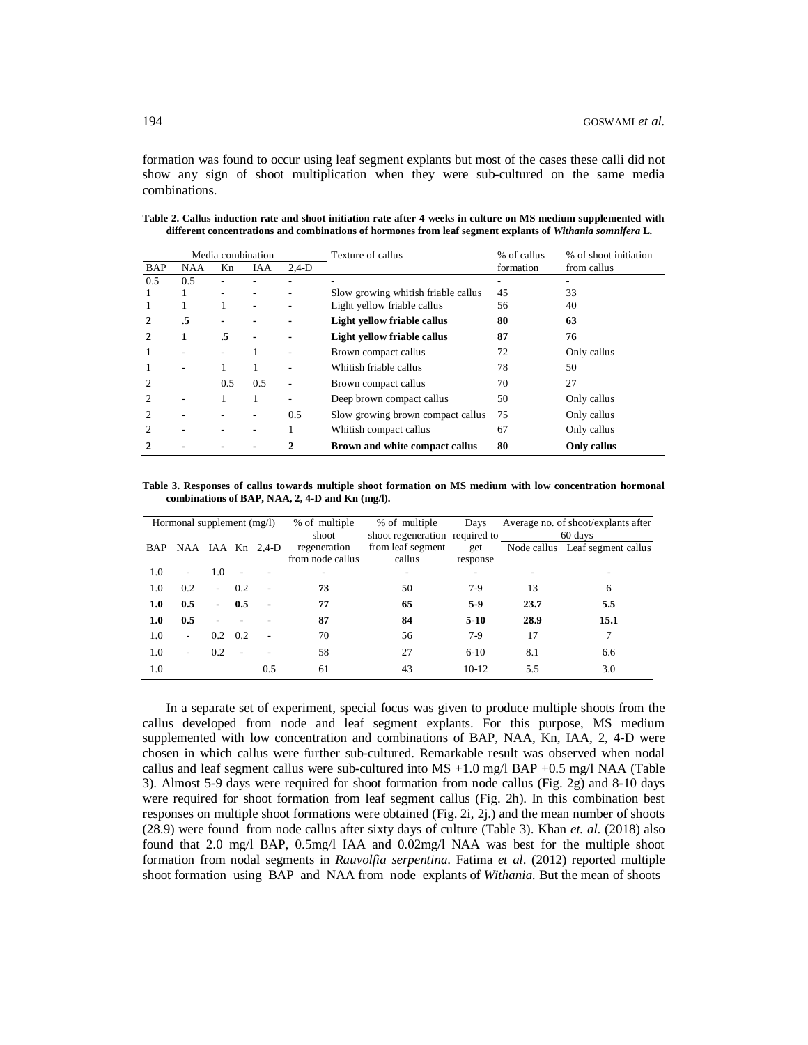formation was found to occur using leaf segment explants but most of the cases these calli did not show any sign of shoot multiplication when they were sub-cultured on the same media combinations.

**Table 2. Callus induction rate and shoot initiation rate after 4 weeks in culture on MS medium supplemented with different concentrations and combinations of hormones from leaf segment explants of *Withania somnifera* L.**

| Media combination | | | | | Texture of callus | % of callus formation | % of shoot initiation from callus |
|---|---|---|---|---|---|---|---|
| BAP | NAA | Kn | IAA | 2,4-D | | | |
| 0.5 | 0.5 | - | - | - | - | - | - |
| 1 | 1 | - | - | - | Slow growing whitish friable callus | 45 | 33 |
| 1 | 1 | 1 | - | - | Light yellow friable callus | 56 | 40 |
| **2** | **.5** | **-** | **-** | **-** | **Light yellow friable callus** | **80** | **63** |
| **2** | **1** | **.5** | **-** | **-** | **Light yellow friable callus** | **87** | **76** |
| 1 | - | - | 1 | - | Brown compact callus | 72 | Only callus |
| 1 | - | 1 | 1 | - | Whitish friable callus | 78 | 50 |
| 2 | | 0.5 | 0.5 | - | Brown compact callus | 70 | 27 |
| 2 | - | 1 | 1 | - | Deep brown compact callus | 50 | Only callus |
| 2 | - | - | - | 0.5 | Slow growing brown compact callus | 75 | Only callus |
| 2 | - | - | - | 1 | Whitish compact callus | 67 | Only callus |
| **2** | **-** | **-** | **-** | **2** | **Brown and white compact callus** | **80** | **Only callus** |

**Table 3. Responses of callus towards multiple shoot formation on MS medium with low concentration hormonal combinations of BAP, NAA, 2, 4-D and Kn (mg/l).**

| Hormonal supplement (mg/l) | | | | | % of multiple shoot regeneration from node callus | % of multiple shoot regeneration from leaf segment callus | Days required to get response | Average no. of shoot/explants after 60 days | |
|---|---|---|---|---|---|---|---|---|---|
| BAP | NAA | IAA | Kn | 2,4-D | | | | Node callus | Leaf segment callus |
| 1.0 | - | 1.0 | - | - | - | - | - | - | - |
| 1.0 | 0.2 | - | 0.2 | - | 73 | 50 | 7-9 | 13 | 6 |
| **1.0** | **0.5** | **-** | **0.5** | **-** | **77** | **65** | **5-9** | **23.7** | **5.5** |
| **1.0** | **0.5** | **-** | **-** | **-** | **87** | **84** | **5-10** | **28.9** | **15.1** |
| 1.0 | - | 0.2 | 0.2 | - | 70 | 56 | 7-9 | 17 | 7 |
| 1.0 | - | 0.2 | - | - | 58 | 27 | 6-10 | 8.1 | 6.6 |
| 1.0 | | | | 0.5 | 61 | 43 | 10-12 | 5.5 | 3.0 |

In a separate set of experiment, special focus was given to produce multiple shoots from the callus developed from node and leaf segment explants. For this purpose, MS medium supplemented with low concentration and combinations of BAP, NAA, Kn, IAA, 2, 4-D were chosen in which callus were further sub-cultured. Remarkable result was observed when nodal callus and leaf segment callus were sub-cultured into MS +1.0 mg/l BAP +0.5 mg/l NAA (Table 3). Almost 5-9 days were required for shoot formation from node callus (Fig. 2g) and 8-10 days were required for shoot formation from leaf segment callus (Fig. 2h). In this combination best responses on multiple shoot formations were obtained (Fig. 2i, 2j.) and the mean number of shoots (28.9) were found from node callus after sixty days of culture (Table 3). Khan *et. al.* (2018) also found that 2.0 mg/l BAP, 0.5mg/l IAA and 0.02mg/l NAA was best for the multiple shoot formation from nodal segments in *Rauvolfia serpentina*. Fatima *et al*. (2012) reported multiple shoot formation using BAP and NAA from node explants of *Withania*. But the mean of shoots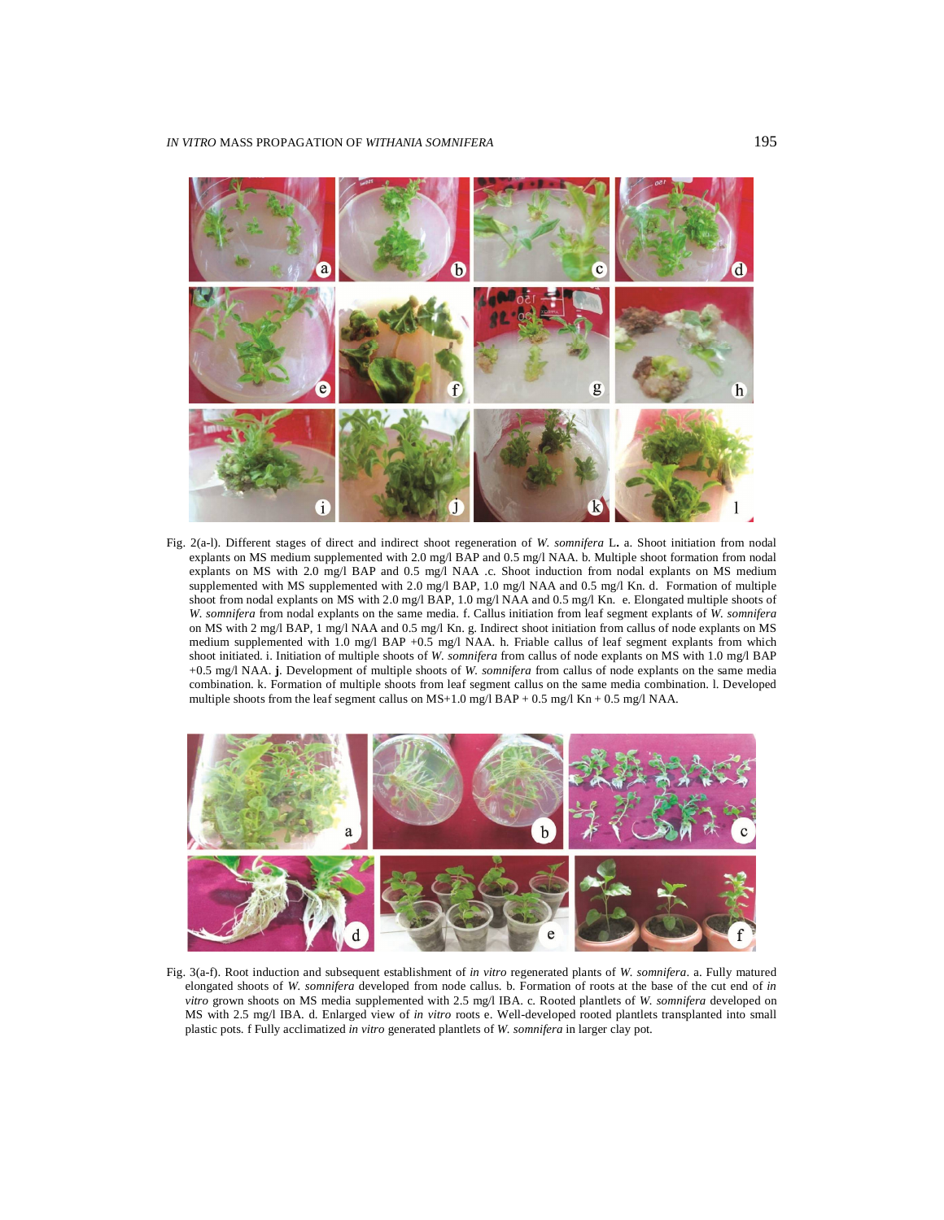Fig. 2(a-l). Different stages of direct and indirect shoot regeneration of *W. somnifera* L**.** a. Shoot initiation from nodal explants on MS medium supplemented with 2.0 mg/l BAP and 0.5 mg/l NAA. b. Multiple shoot formation from nodal explants on MS with 2.0 mg/l BAP and 0.5 mg/l NAA .c. Shoot induction from nodal explants on MS medium supplemented with MS supplemented with 2.0 mg/l BAP, 1.0 mg/l NAA and 0.5 mg/l Kn. d. Formation of multiple shoot from nodal explants on MS with 2.0 mg/l BAP, 1.0 mg/l NAA and 0.5 mg/l Kn. e. Elongated multiple shoots of *W. somnifera* from nodal explants on the same media. f. Callus initiation from leaf segment explants of *W. somnifera* on MS with 2 mg/l BAP, 1 mg/l NAA and 0.5 mg/l Kn. g. Indirect shoot initiation from callus of node explants on MS medium supplemented with 1.0 mg/l BAP +0.5 mg/l NAA. h. Friable callus of leaf segment explants from which shoot initiated. i. Initiation of multiple shoots of *W. somnifera* from callus of node explants on MS with 1.0 mg/l BAP +0.5 mg/l NAA. **j**. Development of multiple shoots of *W. somnifera* from callus of node explants on the same media combination. k. Formation of multiple shoots from leaf segment callus on the same media combination. l. Developed multiple shoots from the leaf segment callus on MS+1.0 mg/l BAP + 0.5 mg/l Kn + 0.5 mg/l NAA.

Fig. 3(a-f). Root induction and subsequent establishment of *in vitro* regenerated plants of *W. somnifera*. a. Fully matured elongated shoots of *W. somnifera* developed from node callus. b. Formation of roots at the base of the cut end of *in vitro* grown shoots on MS media supplemented with 2.5 mg/l IBA. c. Rooted plantlets of *W. somnifera* developed on MS with 2.5 mg/l IBA. d. Enlarged view of *in vitro* roots e. Well-developed rooted plantlets transplanted into small plastic pots. f Fully acclimatized *in vitro* generated plantlets of *W. somnifera* in larger clay pot.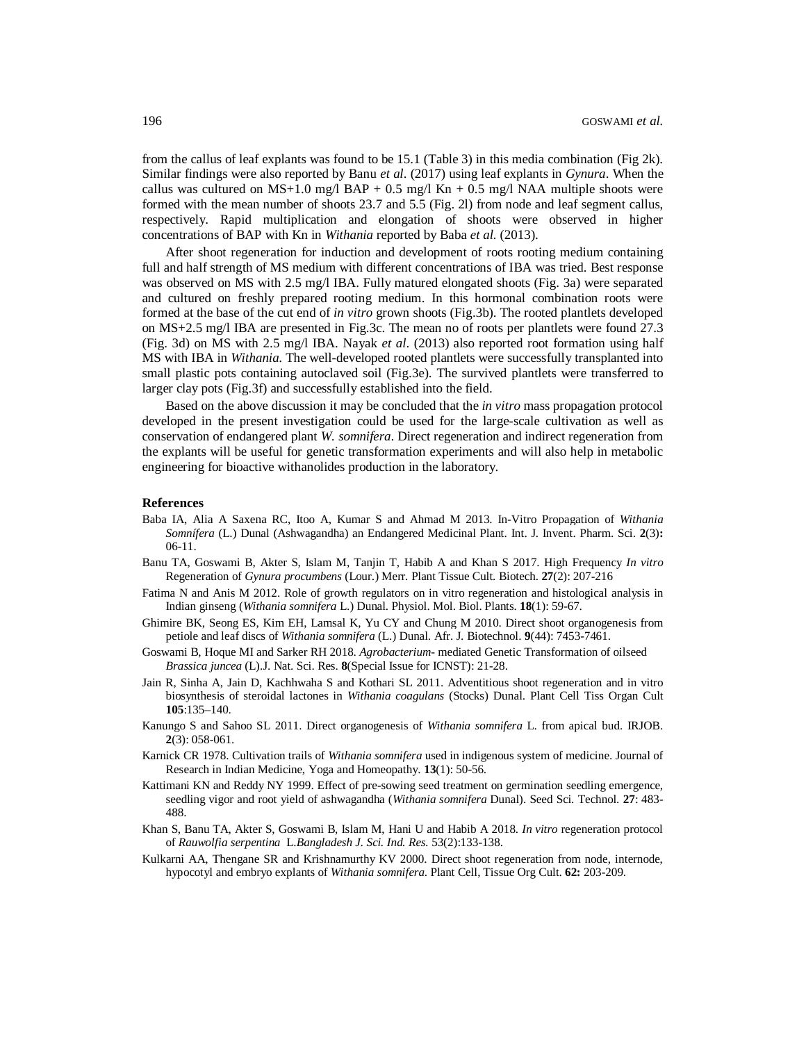from the callus of leaf explants was found to be 15.1 (Table 3) in this media combination (Fig 2k). Similar findings were also reported by Banu *et al*. (2017) using leaf explants in *Gynura*. When the callus was cultured on MS+1.0 mg/l BAP + 0.5 mg/l Kn + 0.5 mg/l NAA multiple shoots were formed with the mean number of shoots 23.7 and 5.5 (Fig. 2l) from node and leaf segment callus, respectively. Rapid multiplication and elongation of shoots were observed in higher concentrations of BAP with Kn in *Withania* reported by Baba *et al.* (2013).

After shoot regeneration for induction and development of roots rooting medium containing full and half strength of MS medium with different concentrations of IBA was tried. Best response was observed on MS with 2.5 mg/l IBA. Fully matured elongated shoots (Fig. 3a) were separated and cultured on freshly prepared rooting medium. In this hormonal combination roots were formed at the base of the cut end of *in vitro* grown shoots (Fig.3b). The rooted plantlets developed on MS+2.5 mg/l IBA are presented in Fig.3c. The mean no of roots per plantlets were found 27.3 (Fig. 3d) on MS with 2.5 mg/l IBA. Nayak *et al*. (2013) also reported root formation using half MS with IBA in *Withania*. The well-developed rooted plantlets were successfully transplanted into small plastic pots containing autoclaved soil (Fig.3e). The survived plantlets were transferred to larger clay pots (Fig.3f) and successfully established into the field.

Based on the above discussion it may be concluded that the *in vitro* mass propagation protocol developed in the present investigation could be used for the large-scale cultivation as well as conservation of endangered plant *W. somnifera*. Direct regeneration and indirect regeneration from the explants will be useful for genetic transformation experiments and will also help in metabolic engineering for bioactive withanolides production in the laboratory.

## References

Baba IA, Alia A Saxena RC, Itoo A, Kumar S and Ahmad M 2013. In-Vitro Propagation of *Withania Somnifera* (L.) Dunal (Ashwagandha) an Endangered Medicinal Plant. Int. J. Invent. Pharm. Sci. **2**(3)**:** 06-11.

Banu TA, Goswami B, Akter S, Islam M, Tanjin T, Habib A and Khan S 2017. High Frequency *In vitro* Regeneration of *Gynura procumbens* (Lour.) Merr. Plant Tissue Cult. Biotech. **27**(2): 207-216

Fatima N and Anis M 2012. Role of growth regulators on in vitro regeneration and histological analysis in Indian ginseng (*Withania somnifera* L.) Dunal. Physiol. Mol. Biol. Plants. **18**(1): 59-67.

Ghimire BK, Seong ES, Kim EH, Lamsal K, Yu CY and Chung M 2010. Direct shoot organogenesis from petiole and leaf discs of *Withania somnifera* (L.) Dunal. Afr. J. Biotechnol. **9**(44): 7453-7461.

Goswami B, Hoque MI and Sarker RH 2018. *Agrobacterium*- mediated Genetic Transformation of oilseed *Brassica juncea* (L).J. Nat. Sci. Res. **8**(Special Issue for ICNST): 21-28.

Jain R, Sinha A, Jain D, Kachhwaha S and Kothari SL 2011. Adventitious shoot regeneration and in vitro biosynthesis of steroidal lactones in *Withania coagulans* (Stocks) Dunal. Plant Cell Tiss Organ Cult **105**:135–140.

Kanungo S and Sahoo SL 2011. Direct organogenesis of *Withania somnifera* L. from apical bud. IRJOB. **2**(3): 058-061.

Karnick CR 1978. Cultivation trails of *Withania somnifera* used in indigenous system of medicine. Journal of Research in Indian Medicine, Yoga and Homeopathy. **13**(1): 50-56.

Kattimani KN and Reddy NY 1999. Effect of pre-sowing seed treatment on germination seedling emergence, seedling vigor and root yield of ashwagandha (*Withania somnifera* Dunal). Seed Sci. Technol. **27**: 483-488.

Khan S, Banu TA, Akter S, Goswami B, Islam M, Hani U and Habib A 2018. *In vitro* regeneration protocol of *Rauwolfia serpentina* L.*Bangladesh J. Sci. Ind. Res.* 53(2):133-138.

Kulkarni AA, Thengane SR and Krishnamurthy KV 2000. Direct shoot regeneration from node, internode, hypocotyl and embryo explants of *Withania somnifera*. Plant Cell, Tissue Org Cult. **62:** 203-209.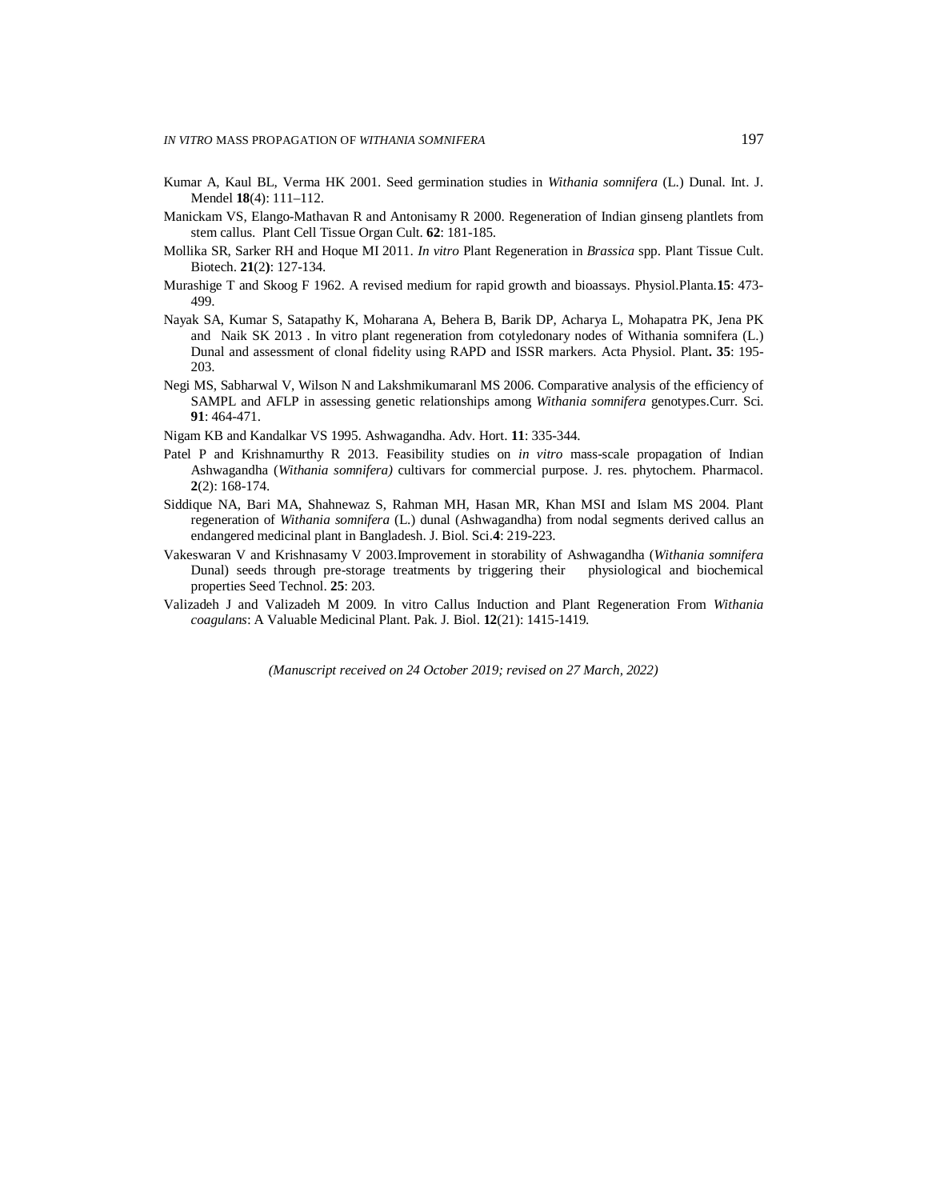Kumar A, Kaul BL, Verma HK 2001. Seed germination studies in *Withania somnifera* (L.) Dunal. Int. J. Mendel **18**(4): 111–112.

Manickam VS, Elango-Mathavan R and Antonisamy R 2000. Regeneration of Indian ginseng plantlets from stem callus. Plant Cell Tissue Organ Cult. **62**: 181-185.

Mollika SR, Sarker RH and Hoque MI 2011. *In vitro* Plant Regeneration in *Brassica* spp. Plant Tissue Cult. Biotech. **21**(2**)**: 127-134.

Murashige T and Skoog F 1962. A revised medium for rapid growth and bioassays. Physiol.Planta.**15**: 473-499.

Nayak SA, Kumar S, Satapathy K, Moharana A, Behera B, Barik DP, Acharya L, Mohapatra PK, Jena PK and Naik SK 2013 . In vitro plant regeneration from cotyledonary nodes of Withania somnifera (L.) Dunal and assessment of clonal fidelity using RAPD and ISSR markers. Acta Physiol. Plant**. 35**: 195-203.

Negi MS, Sabharwal V, Wilson N and Lakshmikumaranl MS 2006. Comparative analysis of the efficiency of SAMPL and AFLP in assessing genetic relationships among *Withania somnifera* genotypes.Curr. Sci. **91**: 464-471.

Nigam KB and Kandalkar VS 1995. Ashwagandha. Adv. Hort. **11**: 335-344.

Patel P and Krishnamurthy R 2013. Feasibility studies on *in vitro* mass-scale propagation of Indian Ashwagandha (*Withania somnifera)* cultivars for commercial purpose. J. res. phytochem. Pharmacol. **2**(2): 168-174.

Siddique NA, Bari MA, Shahnewaz S, Rahman MH, Hasan MR, Khan MSI and Islam MS 2004. Plant regeneration of *Withania somnifera* (L.) dunal (Ashwagandha) from nodal segments derived callus an endangered medicinal plant in Bangladesh. J. Biol. Sci.**4**: 219-223.

Vakeswaran V and Krishnasamy V 2003.Improvement in storability of Ashwagandha (*Withania somnifera* Dunal) seeds through pre-storage treatments by triggering their physiological and biochemical properties Seed Technol. **25**: 203.

Valizadeh J and Valizadeh M 2009. In vitro Callus Induction and Plant Regeneration From *Withania coagulans*: A Valuable Medicinal Plant. Pak. J. Biol. **12**(21): 1415-1419.

*(Manuscript received on 24 October 2019; revised on 27 March, 2022)*